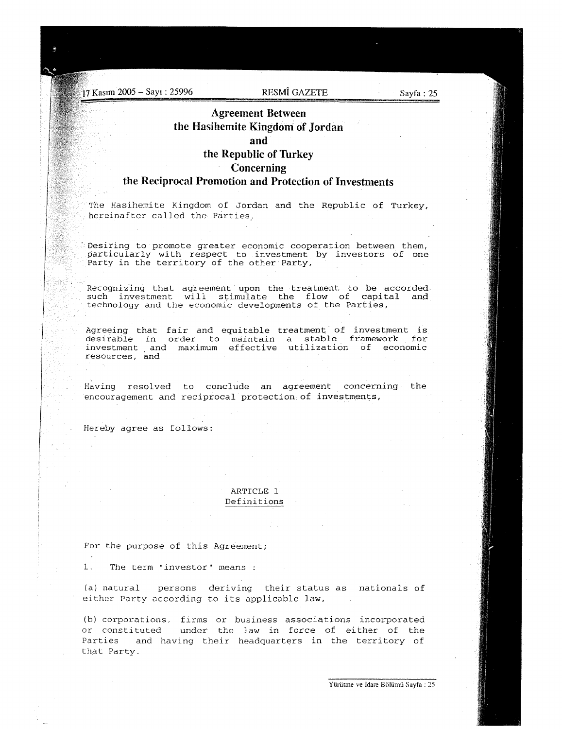# Agreement Between the Hasihemite Kingdom of Jordan and the Republic of Turkey Concerning the Reciprocal Promotion and Protection of Investments

The Hasihemite Kingdom of Jordan and the Republic of Turkey, hereinafter called the Parties,

Desiring to promote greater economic cooperation between them, particularly with respect to investment by investors of one Party in the territory of the other Party,

Recognizing that agreement upon the treatment to be accorded such investment will stimulate the flow of capital and technology and the economic developments of the Parties,

Agreeing that fair and equitable treatment of investment is desirable in order to maintain a stable framework for investment and maximum effective utilization of economic resources, and

Having resolved to conclude an agreement concerning the encouragement and reciprocal protection of investments,

Hereby agree as follows:

## ARTICLE 1
### Definitions

For the purpose of this Agreement;

1. The term "investor" means :

(a) natural persons deriving their status as nationals of either Party according to its applicable law,

(b) corporations, firms or business associations incorporated or constituted under the law in force of either of the Parties and having their headquarters in the territory of that Party.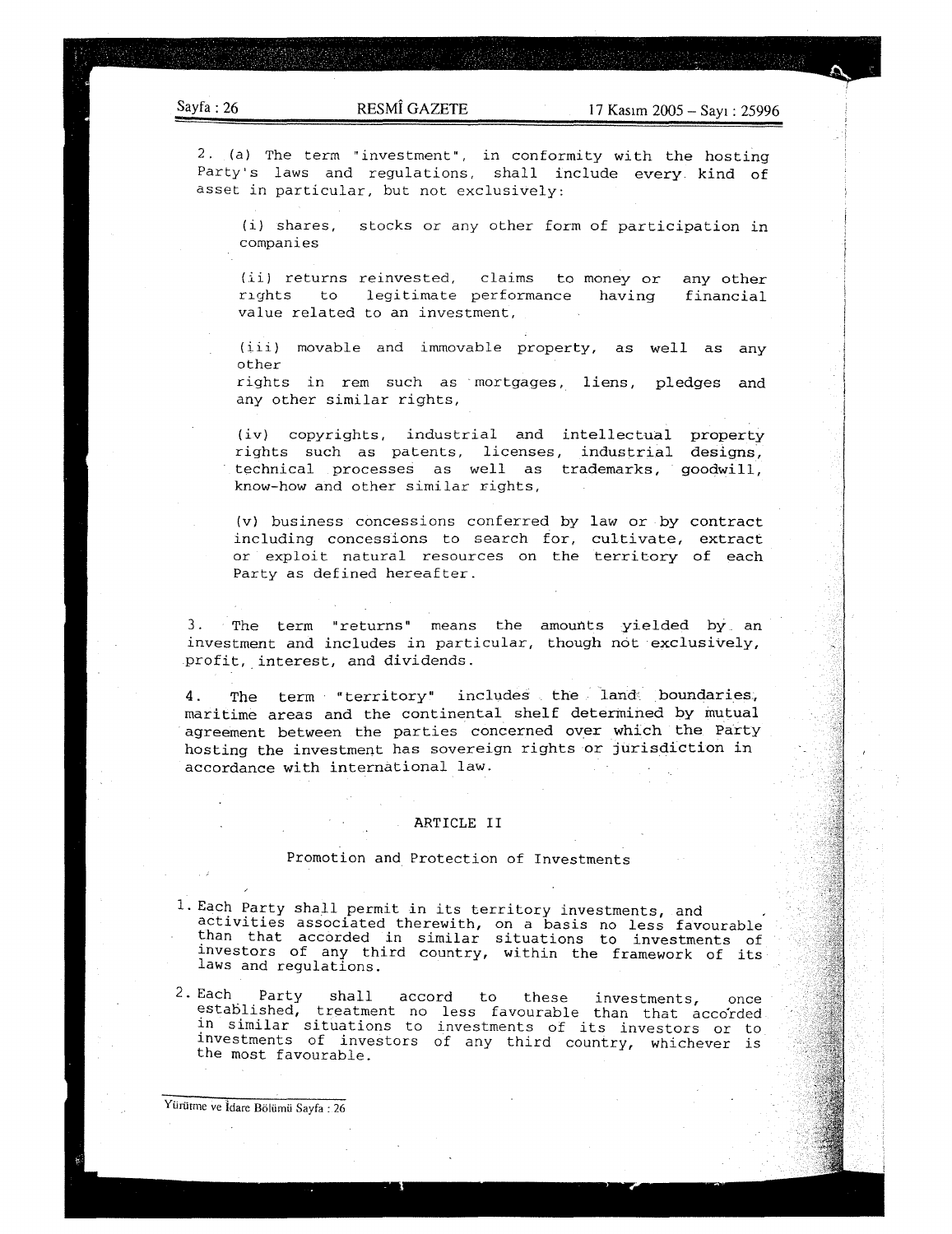2. (a) The term "investment", in conformity with the hosting Party's laws and regulations, shall include every kind of asset in particular, but not exclusively:

(i) shares, stocks or any other form of participation in companies

(ii) returns reinvested, claims to money or any other rights to legitimate performance having financial value related to an investment,

(iii) movable and immovable property, as well as any other rights in rem such as mortgages, liens, pledges and any other similar rights,

(iv) copyrights, industrial and intellectual property rights such as patents, licenses, industrial designs, technical processes as well as trademarks, goodwill, know-how and other similar rights,

(v) business concessions conferred by law or by contract including concessions to search for, cultivate, extract or exploit natural resources on the territory of each Party as defined hereafter.

3. The term "returns" means the amounts yielded by an investment and includes in particular, though not exclusively, profit, interest, and dividends.

4. The term "territory" includes the land boundaries, maritime areas and the continental shelf determined by mutual agreement between the parties concerned over which the Party hosting the investment has sovereign rights or jurisdiction in accordance with international law.

## ARTICLE II

### Promotion and Protection of Investments

1. Each Party shall permit in its territory investments, and activities associated therewith, on a basis no less favourable than that accorded in similar situations to investments of investors of any third country, within the framework of its laws and regulations.

2. Each Party shall accord to these investments, once established, treatment no less favourable than that accorded in similar situations to investments of its investors or to investments of investors of any third country, whichever is the most favourable.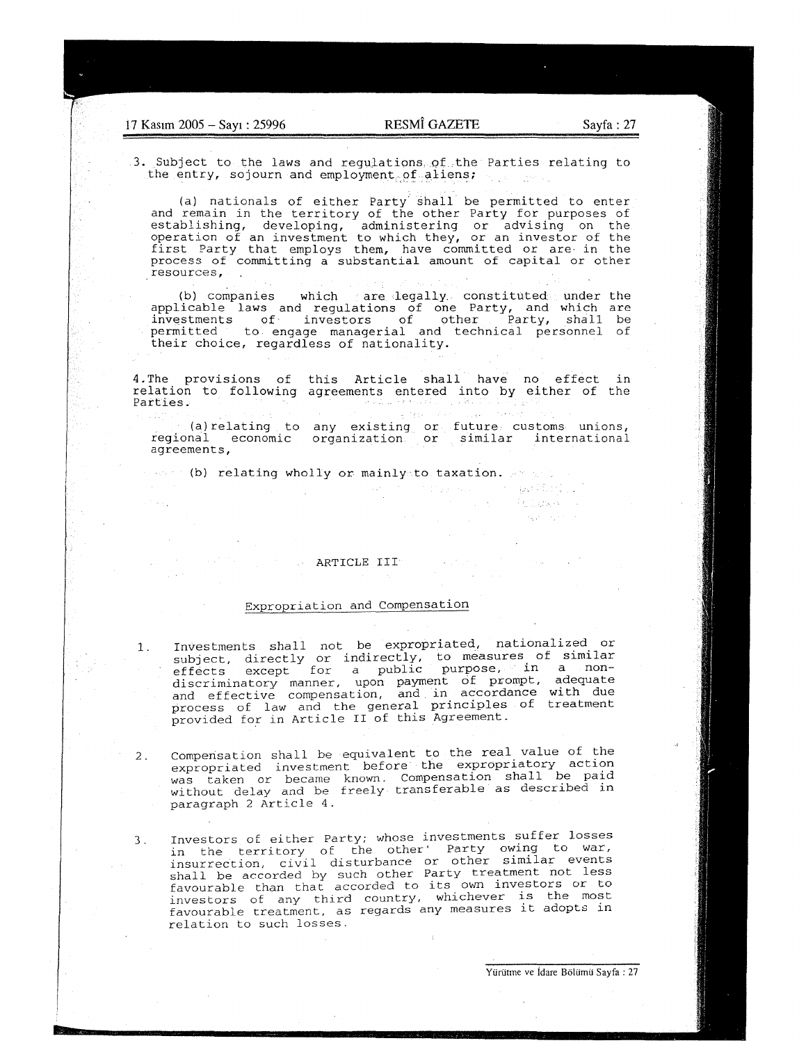3. Subject to the laws and regulations of the Parties relating to the entry, sojourn and employment of aliens;

(a) nationals of either Party shall be permitted to enter and remain in the territory of the other Party for purposes of establishing, developing, administering or advising on the operation of an investment to which they, or an investor of the first Party that employs them, have committed or are in the process of committing a substantial amount of capital or other resources,

(b) companies which are legally constituted under the applicable laws and regulations of one Party, and which are investments of investors of other Party, shall be permitted to engage managerial and technical personnel of their choice, regardless of nationality.

4. The provisions of this Article shall have no effect in relation to following agreements entered into by either of the Parties.

(a) relating to any existing or future customs unions, regional economic organization or similar international agreements,

(b) relating wholly or mainly to taxation.

ARTICLE III

Expropriation and Compensation

1. Investments shall not be expropriated, nationalized or subject, directly or indirectly, to measures of similar effects except for a public purpose, in a non-discriminatory manner, upon payment of prompt, adequate and effective compensation, and in accordance with due process of law and the general principles of treatment provided for in Article II of this Agreement.

2. Compensation shall be equivalent to the real value of the expropriated investment before the expropriatory action was taken or became known. Compensation shall be paid without delay and be freely transferable as described in paragraph 2 Article 4.

3. Investors of either Party; whose investments suffer losses in the territory of the other Party owing to war, insurrection, civil disturbance or other similar events shall be accorded by such other Party treatment not less favourable than that accorded to its own investors or to investors of any third country, whichever is the most favourable treatment, as regards any measures it adopts in relation to such losses.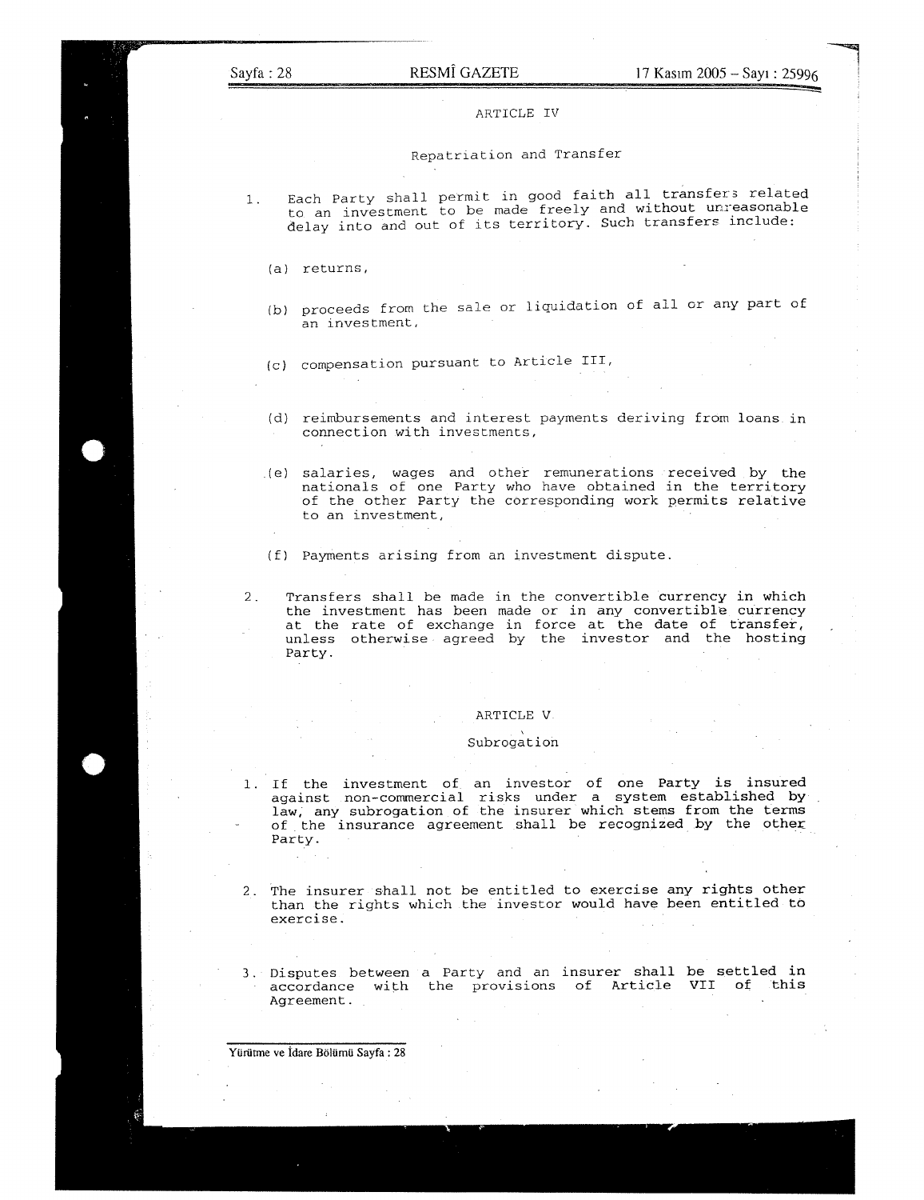## ARTICLE IV

### Repatriation and Transfer

1. Each Party shall permit in good faith all transfers related to an investment to be made freely and without unreasonable delay into and out of its territory. Such transfers include:

   (a) returns,

   (b) proceeds from the sale or liquidation of all or any part of an investment,

   (c) compensation pursuant to Article III,

   (d) reimbursements and interest payments deriving from loans in connection with investments,

   (e) salaries, wages and other remunerations received by the nationals of one Party who have obtained in the territory of the other Party the corresponding work permits relative to an investment,

   (f) Payments arising from an investment dispute.

2. Transfers shall be made in the convertible currency in which the investment has been made or in any convertible currency at the rate of exchange in force at the date of transfer, unless otherwise agreed by the investor and the hosting Party.

## ARTICLE V

### Subrogation

1. If the investment of an investor of one Party is insured against non-commercial risks under a system established by law, any subrogation of the insurer which stems from the terms of the insurance agreement shall be recognized by the other Party.

2. The insurer shall not be entitled to exercise any rights other than the rights which the investor would have been entitled to exercise.

3. Disputes between a Party and an insurer shall be settled in accordance with the provisions of Article VII of this Agreement.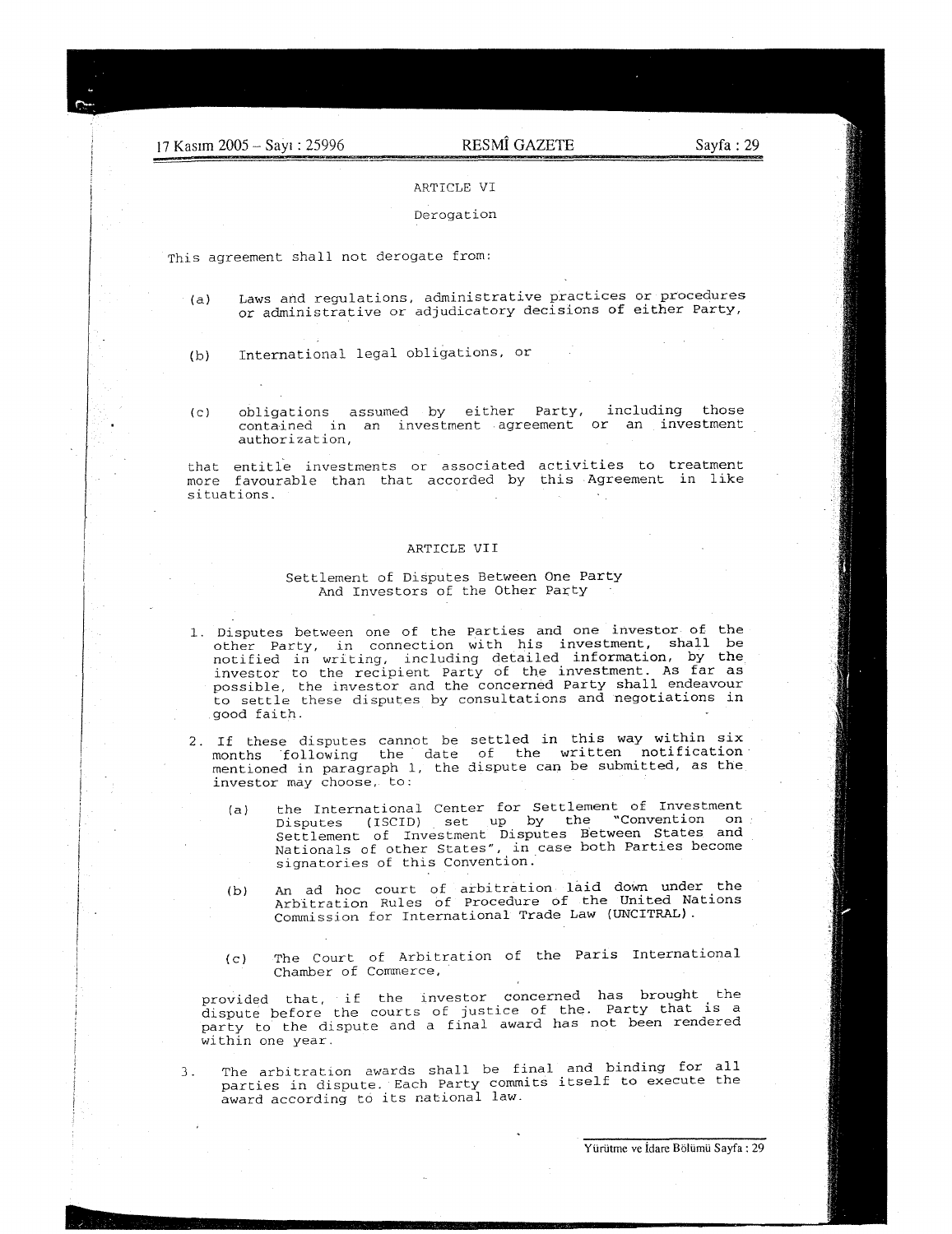## ARTICLE VI

### Derogation

This agreement shall not derogate from:

(a) Laws and regulations, administrative practices or procedures or administrative or adjudicatory decisions of either Party,

(b) International legal obligations, or

(c) obligations assumed by either Party, including those contained in an investment agreement or an investment authorization,

that entitle investments or associated activities to treatment more favourable than that accorded by this Agreement in like situations.

## ARTICLE VII

### Settlement of Disputes Between One Party And Investors of the Other Party

1. Disputes between one of the Parties and one investor of the other Party, in connection with his investment, shall be notified in writing, including detailed information, by the investor to the recipient Party of the investment. As far as possible, the investor and the concerned Party shall endeavour to settle these disputes by consultations and negotiations in good faith.

2. If these disputes cannot be settled in this way within six months following the date of the written notification mentioned in paragraph 1, the dispute can be submitted, as the investor may choose, to:

   (a) the International Center for Settlement of Investment Disputes (ICSID) set up by the "Convention on Settlement of Investment Disputes Between States and Nationals of other States", in case both Parties become signatories of this Convention.

   (b) An ad hoc court of arbitration laid down under the Arbitration Rules of Procedure of the United Nations Commission for International Trade Law (UNCITRAL).

   (c) The Court of Arbitration of the Paris International Chamber of Commerce,

   provided that, if the investor concerned has brought the dispute before the courts of justice of the Party that is a party to the dispute and a final award has not been rendered within one year.

3. The arbitration awards shall be final and binding for all parties in dispute. Each Party commits itself to execute the award according to its national law.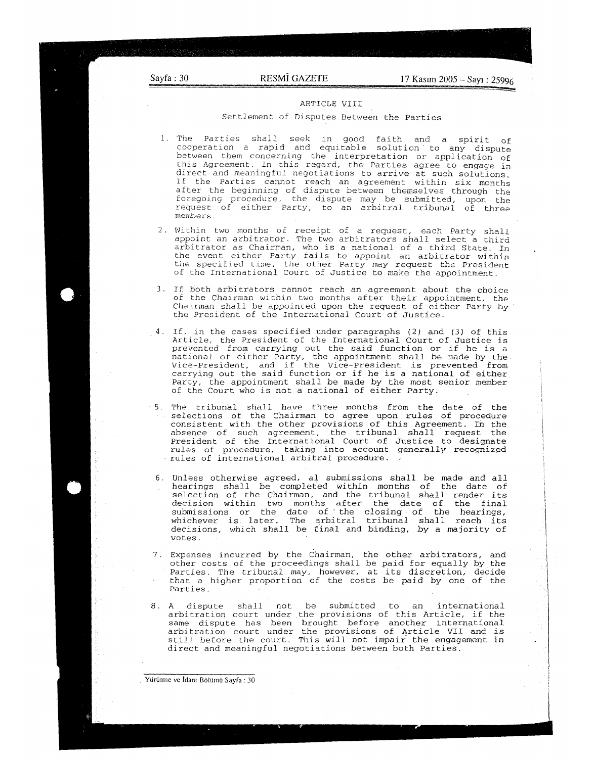## ARTICLE VIII

### Settlement of Disputes Between the Parties

1. The Parties shall seek in good faith and a spirit of cooperation a rapid and equitable solution to any dispute between them concerning the interpretation or application of this Agreement. In this regard, the Parties agree to engage in direct and meaningful negotiations to arrive at such solutions. If the Parties cannot reach an agreement within six months after the beginning of dispute between themselves through the foregoing procedure, the dispute may be submitted, upon the request of either Party, to an arbitral tribunal of three members.

2. Within two months of receipt of a request, each Party shall appoint an arbitrator. The two arbitrators shall select a third arbitrator as Chairman, who is a national of a third State. In the event either Party fails to appoint an arbitrator within the specified time, the other Party may request the President of the International Court of Justice to make the appointment.

3. If both arbitrators cannot reach an agreement about the choice of the Chairman within two months after their appointment, the Chairman shall be appointed upon the request of either Party by the President of the International Court of Justice.

4. If, in the cases specified under paragraphs (2) and (3) of this Article, the President of the International Court of Justice is prevented from carrying out the said function or if he is a national of either Party, the appointment shall be made by the Vice-President, and if the Vice-President is prevented from carrying out the said function or if he is a national of either Party, the appointment shall be made by the most senior member of the Court who is not a national of either Party.

5. The tribunal shall have three months from the date of the selections of the Chairman to agree upon rules of procedure consistent with the other provisions of this Agreement. In the absence of such agreement, the tribunal shall request the President of the International Court of Justice to designate rules of procedure, taking into account generally recognized rules of international arbitral procedure.

6. Unless otherwise agreed, al submissions shall be made and all hearings shall be completed within months of the date of selection of the Chairman, and the tribunal shall render its decision within two months after the date of the final submissions or the date of the closing of the hearings, whichever is later. The arbitral tribunal shall reach its decisions, which shall be final and binding, by a majority of votes.

7. Expenses incurred by the Chairman, the other arbitrators, and other costs of the proceedings shall be paid for equally by the Parties. The tribunal may, however, at its discretion, decide that a higher proportion of the costs be paid by one of the Parties.

8. A dispute shall not be submitted to an international arbitration court under the provisions of this Article, if the same dispute has been brought before another international arbitration court under the provisions of Article VII and is still before the court. This will not impair the engagement in direct and meaningful negotiations between both Parties.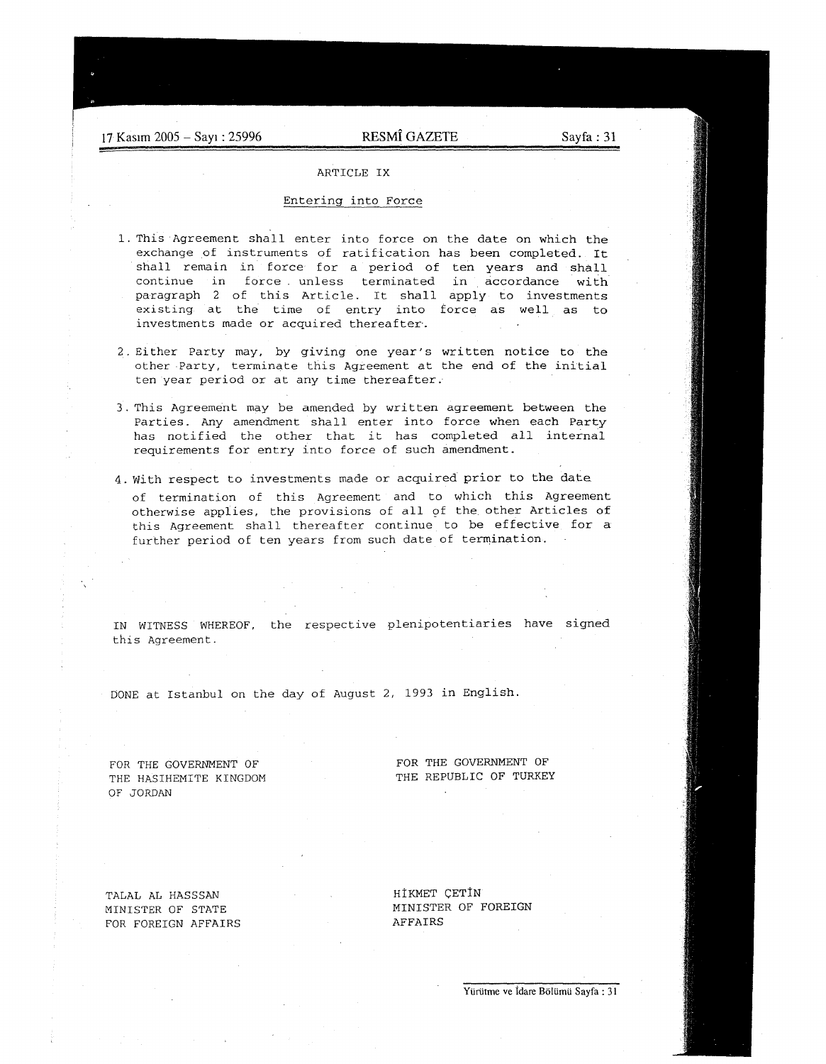## ARTICLE IX

### Entering into Force

1. This Agreement shall enter into force on the date on which the exchange of instruments of ratification has been completed. It shall remain in force for a period of ten years and shall continue in force unless terminated in accordance with paragraph 2 of this Article. It shall apply to investments existing at the time of entry into force as well as to investments made or acquired thereafter.

2. Either Party may, by giving one year's written notice to the other Party, terminate this Agreement at the end of the initial ten year period or at any time thereafter.

3. This Agreement may be amended by written agreement between the Parties. Any amendment shall enter into force when each Party has notified the other that it has completed all internal requirements for entry into force of such amendment.

4. With respect to investments made or acquired prior to the date of termination of this Agreement and to which this Agreement otherwise applies, the provisions of all of the other Articles of this Agreement shall thereafter continue to be effective for a further period of ten years from such date of termination.

IN WITNESS WHEREOF, the respective plenipotentiaries have signed this Agreement.

DONE at Istanbul on the day of August 2, 1993 in English.

| | |
|---|---|
| FOR THE GOVERNMENT OF THE HASIHEMITE KINGDOM OF JORDAN | FOR THE GOVERNMENT OF THE REPUBLIC OF TURKEY |
| TALAL AL HASSSAN<br>MINISTER OF STATE<br>FOR FOREIGN AFFAIRS | HİKMET ÇETİN<br>MINISTER OF FOREIGN<br>AFFAIRS |